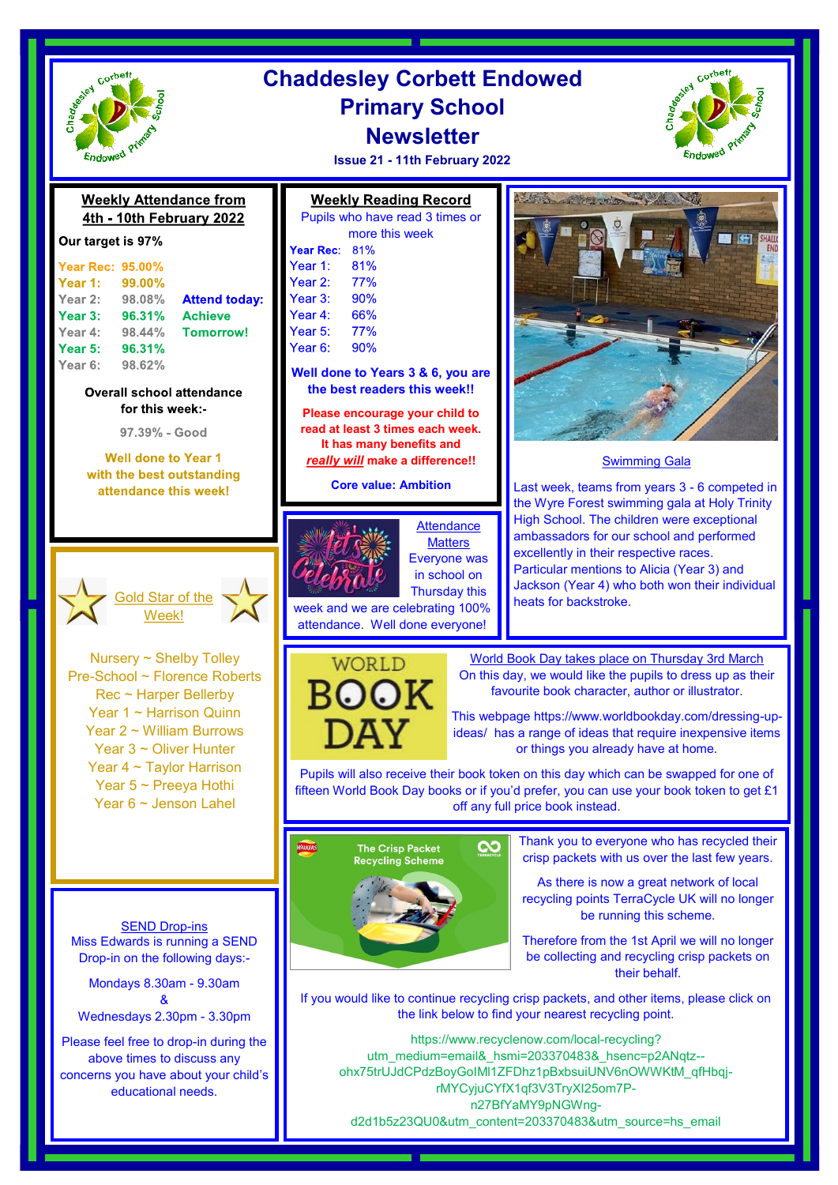# Chaddesley Corbett Endowed Primary School Newsletter

**Issue 21 - 11th February 2022**

## Weekly Attendance from 4th - 10th February 2022

**Our target is 97%**

| | |
|---|---|
| Year Rec: | 95.00% |
| Year 1: | 99.00% |
| Year 2: | 98.08% |
| Year 3: | 96.31% |
| Year 4: | 98.44% |
| Year 5: | 96.31% |
| Year 6: | 98.62% |

**Attend today: Achieve Tomorrow!**

**Overall school attendance for this week:-**

**97.39% - Good**

**Well done to Year 1 with the best outstanding attendance this week!**

## Weekly Reading Record

Pupils who have read 3 times or more this week

| | |
|---|---|
| Year Rec: | 81% |
| Year 1: | 81% |
| Year 2: | 77% |
| Year 3: | 90% |
| Year 4: | 66% |
| Year 5: | 77% |
| Year 6: | 90% |

**Well done to Years 3 & 6, you are the best readers this week!!**

**Please encourage your child to read at least 3 times each week. It has many benefits and *really will* make a difference!!**

**Core value: Ambition**

## Swimming Gala

Last week, teams from years 3 - 6 competed in the Wyre Forest swimming gala at Holy Trinity High School. The children were exceptional ambassadors for our school and performed excellently in their respective races. Particular mentions to Alicia (Year 3) and Jackson (Year 4) who both won their individual heats for backstroke.

## Attendance Matters

Everyone was in school on Thursday this week and we are celebrating 100% attendance. Well done everyone!

## Gold Star of the Week!

Nursery ~ Shelby Tolley
Pre-School ~ Florence Roberts
Rec ~ Harper Bellerby
Year 1 ~ Harrison Quinn
Year 2 ~ William Burrows
Year 3 ~ Oliver Hunter
Year 4 ~ Taylor Harrison
Year 5 ~ Preeya Hothi
Year 6 ~ Jenson Lahel

## World Book Day takes place on Thursday 3rd March

On this day, we would like the pupils to dress up as their favourite book character, author or illustrator.

This webpage https://www.worldbookday.com/dressing-up-ideas/ has a range of ideas that require inexpensive items or things you already have at home.

Pupils will also receive their book token on this day which can be swapped for one of fifteen World Book Day books or if you'd prefer, you can use your book token to get £1 off any full price book instead.

## SEND Drop-ins

Miss Edwards is running a SEND Drop-in on the following days:-

Mondays 8.30am - 9.30am
&
Wednesdays 2.30pm - 3.30pm

Please feel free to drop-in during the above times to discuss any concerns you have about your child's educational needs.

## The Crisp Packet Recycling Scheme

Thank you to everyone who has recycled their crisp packets with us over the last few years.

As there is now a great network of local recycling points TerraCycle UK will no longer be running this scheme.

Therefore from the 1st April we will no longer be collecting and recycling crisp packets on their behalf.

If you would like to continue recycling crisp packets, and other items, please click on the link below to find your nearest recycling point.

https://www.recyclenow.com/local-recycling?utm_medium=email&_hsmi=203370483&_hsenc=p2ANqtz--ohx75trUJdCPdzBoyGoIMl1ZFDhz1pBxbsuiUNV6nOWWKtM_qfHbqj-rMYCyjuCYfX1qf3V3TryXl25om7P-n27BfYaMY9pNGWng-d2d1b5z23QU0&utm_content=203370483&utm_source=hs_email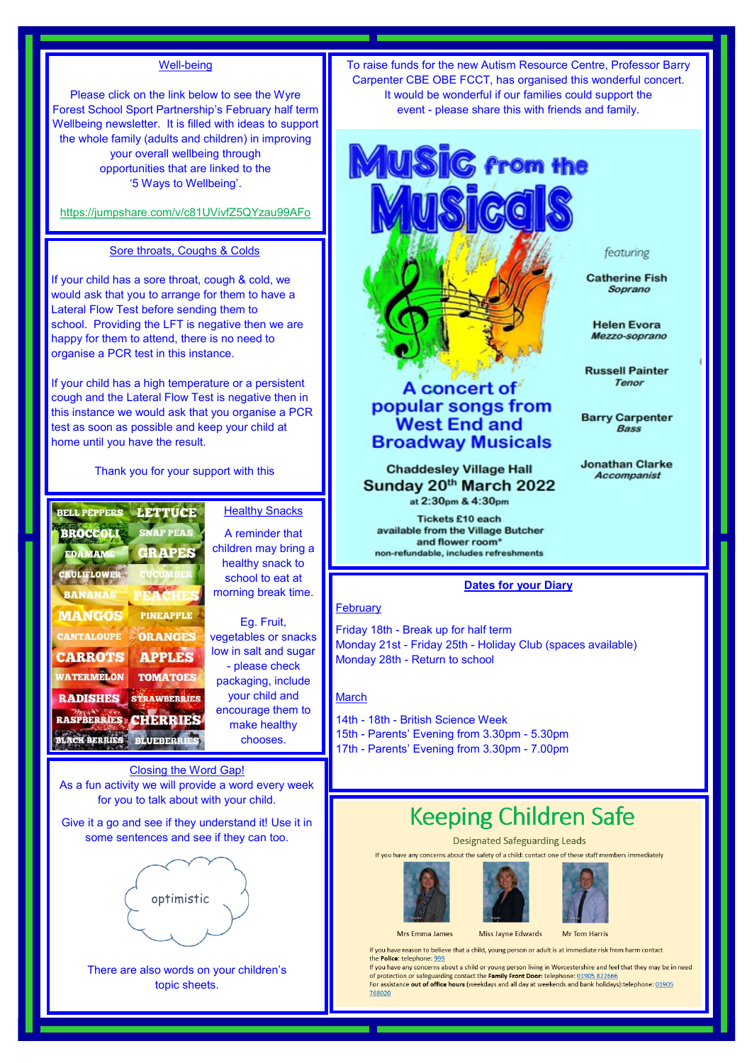## Well-being

Please click on the link below to see the Wyre Forest School Sport Partnership's February half term Wellbeing newsletter. It is filled with ideas to support the whole family (adults and children) in improving your overall wellbeing through opportunities that are linked to the '5 Ways to Wellbeing'.

https://jumpshare.com/v/c81UVivfZ5QYzau99AFo

## Sore throats, Coughs & Colds

If your child has a sore throat, cough & cold, we would ask that you to arrange for them to have a Lateral Flow Test before sending them to school. Providing the LFT is negative then we are happy for them to attend, there is no need to organise a PCR test in this instance.

If your child has a high temperature or a persistent cough and the Lateral Flow Test is negative then in this instance we would ask that you organise a PCR test as soon as possible and keep your child at home until you have the result.

Thank you for your support with this

## Healthy Snacks

BELL PEPPERS, LETTUCE, BROCCOLI, SNAP PEAS, EDAMAME, GRAPES, CAULIFLOWER, CUCUMBER, BANANAS, PEACHES, MANGOS, PINEAPPLE, CANTALOUPE, ORANGES, CARROTS, APPLES, WATERMELON, TOMATOES, RADISHES, STRAWBERRIES, RASPBERRIES, CHERRIES, BLACK BERRIES, BLUEBERRIES

A reminder that children may bring a healthy snack to school to eat at morning break time.

Eg. Fruit, vegetables or snacks low in salt and sugar - please check packaging, include your child and encourage them to make healthy chooses.

## Closing the Word Gap!

As a fun activity we will provide a word every week for you to talk about with your child.

Give it a go and see if they understand it! Use it in some sentences and see if they can too.

optimistic

There are also words on your children's topic sheets.

---

To raise funds for the new Autism Resource Centre, Professor Barry Carpenter CBE OBE FCCT, has organised this wonderful concert. It would be wonderful if our families could support the event - please share this with friends and family.

# Music from the Musicals

A concert of popular songs from West End and Broadway Musicals

featuring

Catherine Fish
*Soprano*

Helen Evora
*Mezzo-soprano*

Russell Painter
*Tenor*

Barry Carpenter
*Bass*

Jonathan Clarke
*Accompanist*

Chaddesley Village Hall
**Sunday 20th March 2022**
at 2:30pm & 4:30pm

Tickets £10 each
available from the Village Butcher and flower room*
non-refundable, includes refreshments

## Dates for your Diary

February

Friday 18th - Break up for half term
Monday 21st - Friday 25th - Holiday Club (spaces available)
Monday 28th - Return to school

March

14th - 18th - British Science Week
15th - Parents' Evening from 3.30pm - 5.30pm
17th - Parents' Evening from 3.30pm - 7.00pm

## Keeping Children Safe

Designated Safeguarding Leads

If you have any concerns about the safety of a child: contact one of these staff members immediately

Mrs Emma James | Miss Jayne Edwards | Mr Tom Harris

If you have reason to believe that a child, young person or adult is at immediate risk from harm contact the **Police**: telephone: 999

If you have any concerns about a child or young person living in Worcestershire and feel that they may be in need of protection or safeguarding contact the **Family Front Door**: telephone: 01905 822666

For assistance **out of office hours** (weekdays and all day at weekends and bank holidays):telephone: 01905 768020